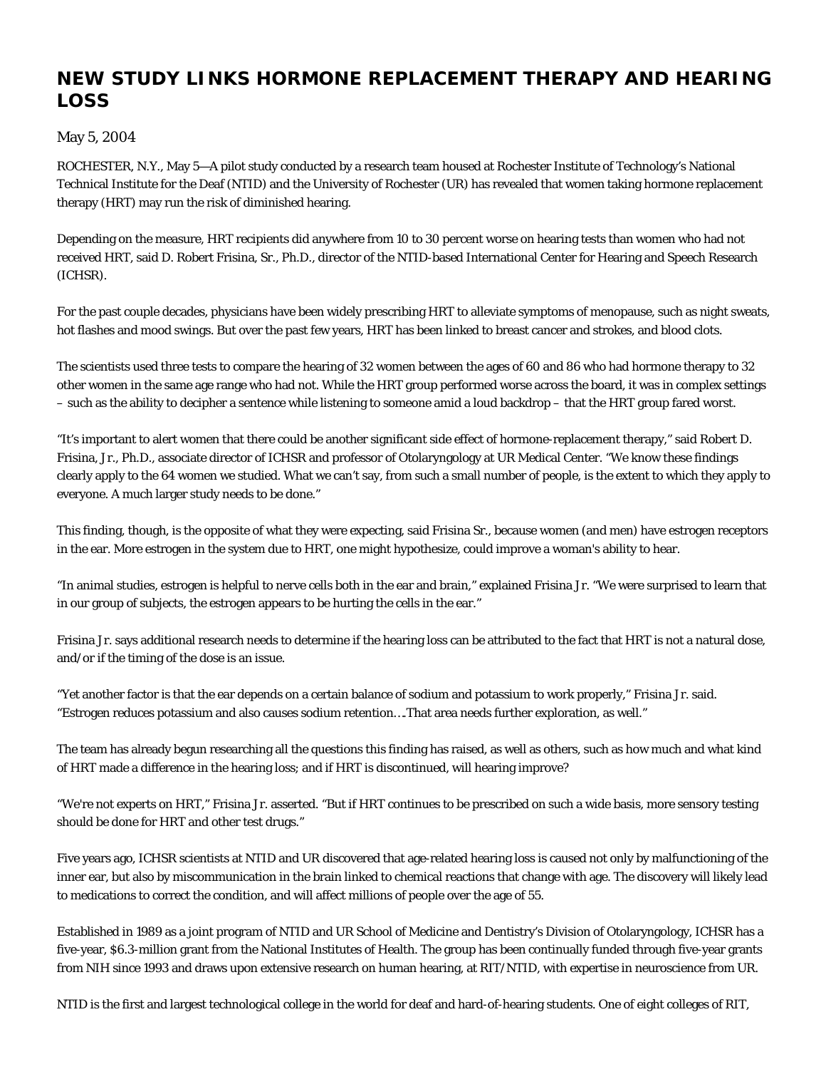# NEW STUDY LINKS HORMONE REPLACEMENT THERAPY AND HEARING LOSS

May 5, 2004

ROCHESTER, N.Y., May 5—A pilot study conducted by a research team housed at Rochester Institute of Technology's National Technical Institute for the Deaf (NTID) and the University of Rochester (UR) has revealed that women taking hormone replacement therapy (HRT) may run the risk of diminished hearing.

Depending on the measure, HRT recipients did anywhere from 10 to 30 percent worse on hearing tests than women who had not received HRT, said D. Robert Frisina, Sr., Ph.D., director of the NTID-based International Center for Hearing and Speech Research (ICHSR).

For the past couple decades, physicians have been widely prescribing HRT to alleviate symptoms of menopause, such as night sweats, hot flashes and mood swings. But over the past few years, HRT has been linked to breast cancer and strokes, and blood clots.

The scientists used three tests to compare the hearing of 32 women between the ages of 60 and 86 who had hormone therapy to 32 other women in the same age range who had not. While the HRT group performed worse across the board, it was in complex settings – such as the ability to decipher a sentence while listening to someone amid a loud backdrop – that the HRT group fared worst.

"It's important to alert women that there could be another significant side effect of hormone-replacement therapy," said Robert D. Frisina, Jr., Ph.D., associate director of ICHSR and professor of Otolaryngology at UR Medical Center. "We know these findings clearly apply to the 64 women we studied. What we can't say, from such a small number of people, is the extent to which they apply to everyone. A much larger study needs to be done."

This finding, though, is the opposite of what they were expecting, said Frisina Sr., because women (and men) have estrogen receptors in the ear. More estrogen in the system due to HRT, one might hypothesize, could improve a woman's ability to hear.

"In animal studies, estrogen is helpful to nerve cells both in the ear and brain," explained Frisina Jr. "We were surprised to learn that in our group of subjects, the estrogen appears to be hurting the cells in the ear."

Frisina Jr. says additional research needs to determine if the hearing loss can be attributed to the fact that HRT is not a natural dose, and/or if the timing of the dose is an issue.

"Yet another factor is that the ear depends on a certain balance of sodium and potassium to work properly," Frisina Jr. said. "Estrogen reduces potassium and also causes sodium retention….That area needs further exploration, as well."

The team has already begun researching all the questions this finding has raised, as well as others, such as how much and what kind of HRT made a difference in the hearing loss; and if HRT is discontinued, will hearing improve?

"We're not experts on HRT," Frisina Jr. asserted. "But if HRT continues to be prescribed on such a wide basis, more sensory testing should be done for HRT and other test drugs."

Five years ago, ICHSR scientists at NTID and UR discovered that age-related hearing loss is caused not only by malfunctioning of the inner ear, but also by miscommunication in the brain linked to chemical reactions that change with age. The discovery will likely lead to medications to correct the condition, and will affect millions of people over the age of 55.

Established in 1989 as a joint program of NTID and UR School of Medicine and Dentistry's Division of Otolaryngology, ICHSR has a five-year, $6.3-million grant from the National Institutes of Health. The group has been continually funded through five-year grants from NIH since 1993 and draws upon extensive research on human hearing, at RIT/NTID, with expertise in neuroscience from UR.

NTID is the first and largest technological college in the world for deaf and hard-of-hearing students. One of eight colleges of RIT,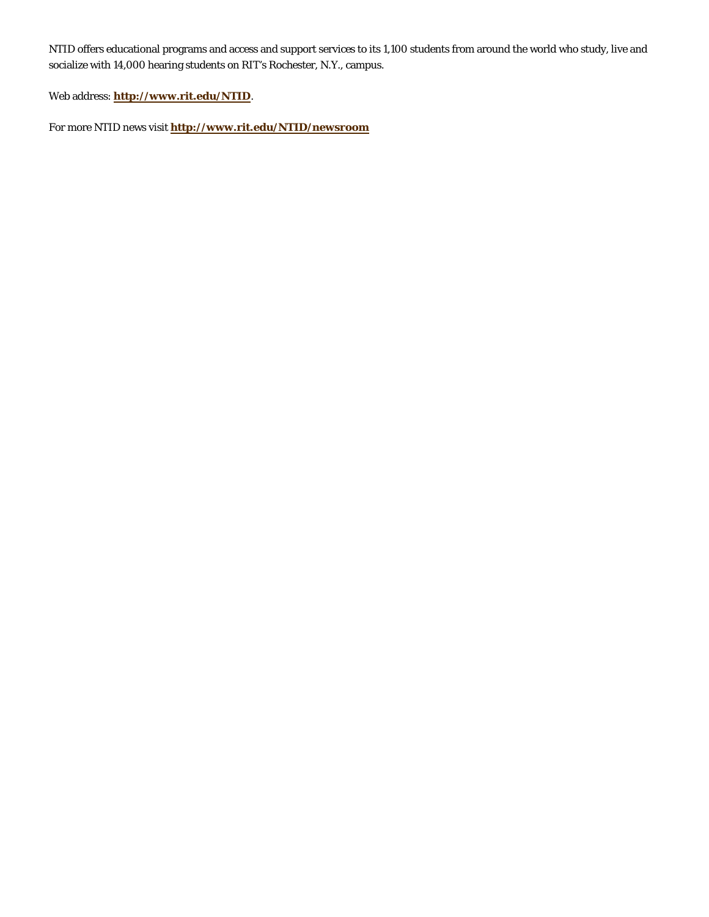NTID offers educational programs and access and support services to its 1,100 students from around the world who study, live and socialize with 14,000 hearing students on RIT's Rochester, N.Y., campus.

Web address: **http://www.rit.edu/NTID**.

For more NTID news visit **http://www.rit.edu/NTID/newsroom**